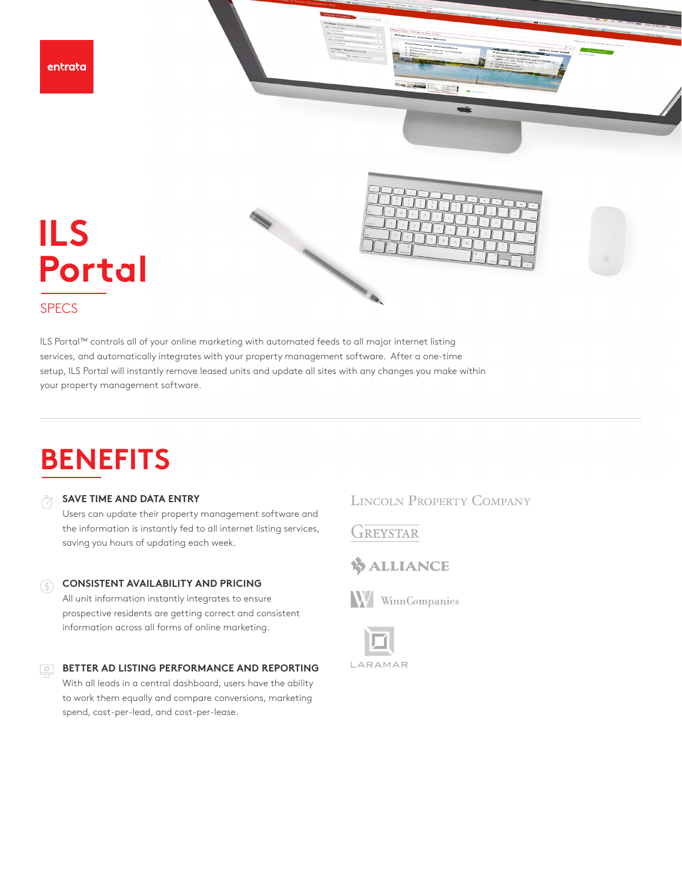entrata

# ILS Portal

SPECS

ILS Portal™ controls all of your online marketing with automated feeds to all major internet listing services, and automatically integrates with your property management software. After a one-time setup, ILS Portal will instantly remove leased units and update all sites with any changes you make within your property management software.

## BENEFITS

### SAVE TIME AND DATA ENTRY

Users can update their property management software and the information is instantly fed to all internet listing services, saving you hours of updating each week.

### CONSISTENT AVAILABILITY AND PRICING

All unit information instantly integrates to ensure prospective residents are getting correct and consistent information across all forms of online marketing.

### BETTER AD LISTING PERFORMANCE AND REPORTING

With all leads in a central dashboard, users have the ability to work them equally and compare conversions, marketing spend, cost-per-lead, and cost-per-lease.

LINCOLN PROPERTY COMPANY

GREYSTAR

ALLIANCE

WinnCompanies

LARAMAR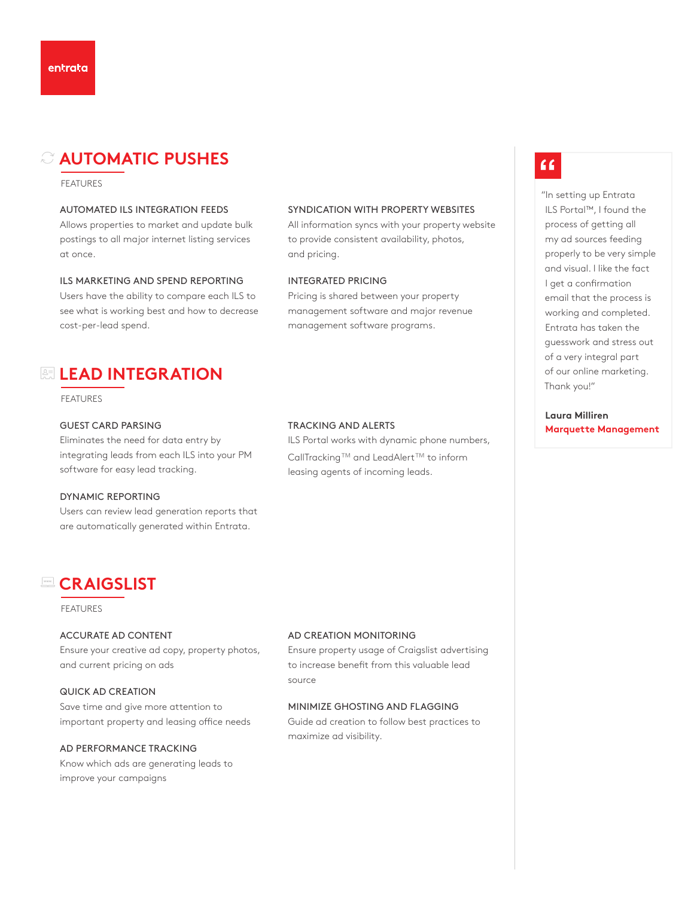entrata

## AUTOMATIC PUSHES

FEATURES

### AUTOMATED ILS INTEGRATION FEEDS

Allows properties to market and update bulk postings to all major internet listing services at once.

### ILS MARKETING AND SPEND REPORTING

Users have the ability to compare each ILS to see what is working best and how to decrease cost-per-lead spend.

### SYNDICATION WITH PROPERTY WEBSITES

All information syncs with your property website to provide consistent availability, photos, and pricing.

### INTEGRATED PRICING

Pricing is shared between your property management software and major revenue management software programs.

## LEAD INTEGRATION

FEATURES

### GUEST CARD PARSING

Eliminates the need for data entry by integrating leads from each ILS into your PM software for easy lead tracking.

### DYNAMIC REPORTING

Users can review lead generation reports that are automatically generated within Entrata.

### TRACKING AND ALERTS

ILS Portal works with dynamic phone numbers, CallTracking™ and LeadAlert™ to inform leasing agents of incoming leads.

## CRAIGSLIST

FEATURES

### ACCURATE AD CONTENT

Ensure your creative ad copy, property photos, and current pricing on ads

### QUICK AD CREATION

Save time and give more attention to important property and leasing office needs

### AD PERFORMANCE TRACKING

Know which ads are generating leads to improve your campaigns

### AD CREATION MONITORING

Ensure property usage of Craigslist advertising to increase benefit from this valuable lead source

### MINIMIZE GHOSTING AND FLAGGING

Guide ad creation to follow best practices to maximize ad visibility.

> "In setting up Entrata ILS Portal™, I found the process of getting all my ad sources feeding properly to be very simple and visual. I like the fact I get a confirmation email that the process is working and completed. Entrata has taken the guesswork and stress out of a very integral part of our online marketing. Thank you!"
>
> **Laura Milliren**
> **Marquette Management**